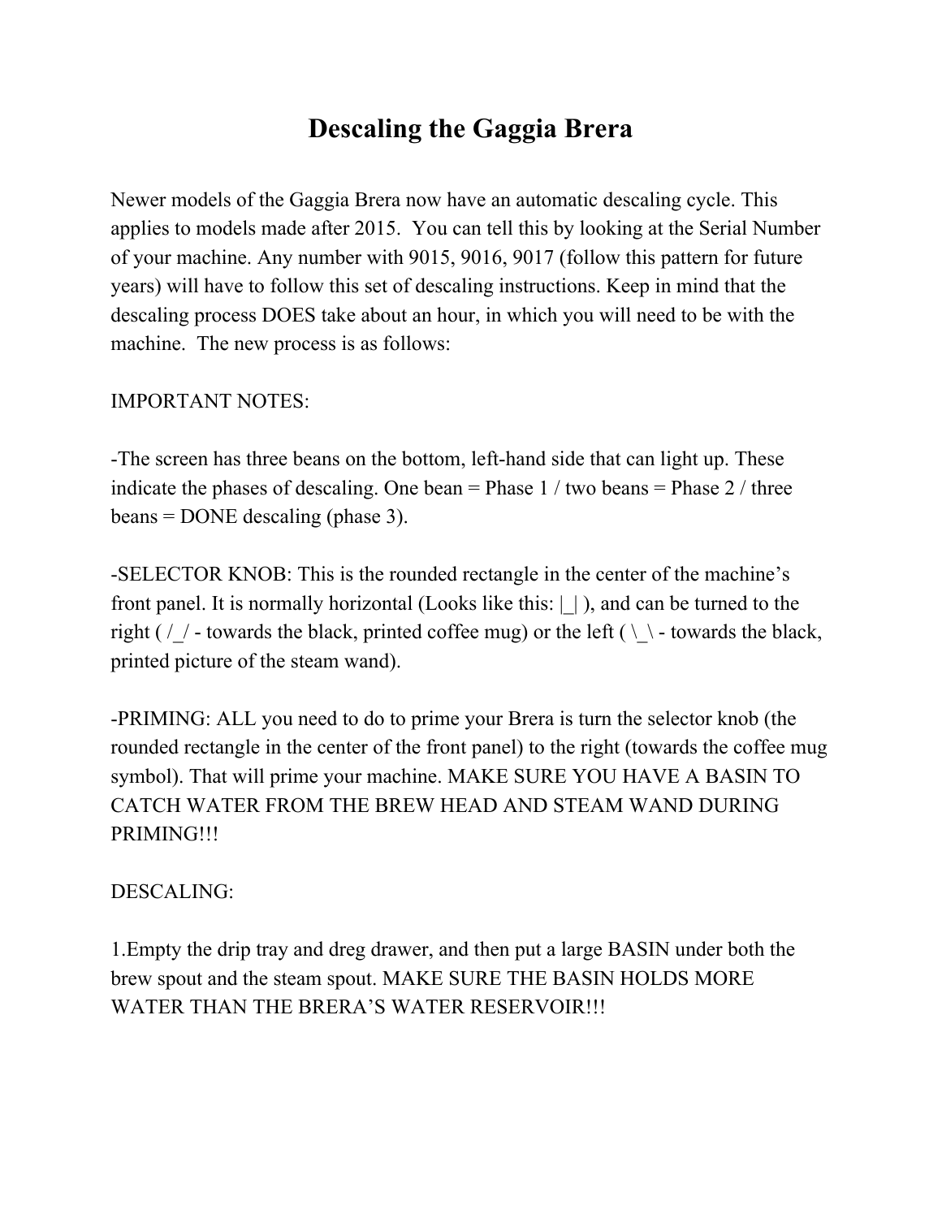# Descaling the Gaggia Brera

Newer models of the Gaggia Brera now have an automatic descaling cycle. This applies to models made after 2015. You can tell this by looking at the Serial Number of your machine. Any number with 9015, 9016, 9017 (follow this pattern for future years) will have to follow this set of descaling instructions. Keep in mind that the descaling process DOES take about an hour, in which you will need to be with the machine. The new process is as follows:

IMPORTANT NOTES:

-The screen has three beans on the bottom, left-hand side that can light up. These indicate the phases of descaling. One bean = Phase 1 / two beans = Phase 2 / three beans = DONE descaling (phase 3).

-SELECTOR KNOB: This is the rounded rectangle in the center of the machine's front panel. It is normally horizontal (Looks like this: |_| ), and can be turned to the right ( /_/ - towards the black, printed coffee mug) or the left ( \_\ - towards the black, printed picture of the steam wand).

-PRIMING: ALL you need to do to prime your Brera is turn the selector knob (the rounded rectangle in the center of the front panel) to the right (towards the coffee mug symbol). That will prime your machine. MAKE SURE YOU HAVE A BASIN TO CATCH WATER FROM THE BREW HEAD AND STEAM WAND DURING PRIMING!!!

DESCALING:

1.Empty the drip tray and dreg drawer, and then put a large BASIN under both the brew spout and the steam spout. MAKE SURE THE BASIN HOLDS MORE WATER THAN THE BRERA'S WATER RESERVOIR!!!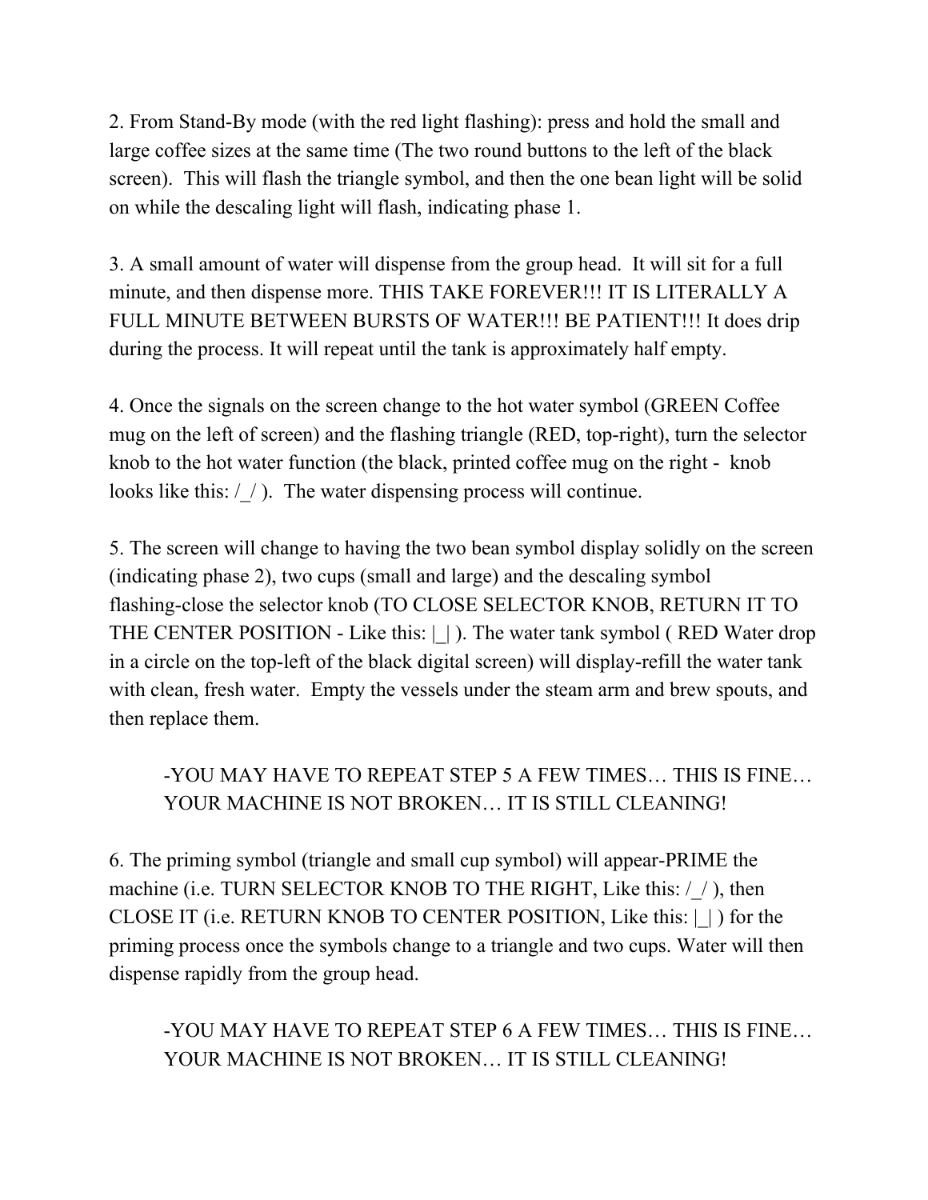2. From Stand-By mode (with the red light flashing): press and hold the small and large coffee sizes at the same time (The two round buttons to the left of the black screen). This will flash the triangle symbol, and then the one bean light will be solid on while the descaling light will flash, indicating phase 1.

3. A small amount of water will dispense from the group head. It will sit for a full minute, and then dispense more. THIS TAKE FOREVER!!! IT IS LITERALLY A FULL MINUTE BETWEEN BURSTS OF WATER!!! BE PATIENT!!! It does drip during the process. It will repeat until the tank is approximately half empty.

4. Once the signals on the screen change to the hot water symbol (GREEN Coffee mug on the left of screen) and the flashing triangle (RED, top-right), turn the selector knob to the hot water function (the black, printed coffee mug on the right - knob looks like this: /_/ ). The water dispensing process will continue.

5. The screen will change to having the two bean symbol display solidly on the screen (indicating phase 2), two cups (small and large) and the descaling symbol flashing-close the selector knob (TO CLOSE SELECTOR KNOB, RETURN IT TO THE CENTER POSITION - Like this: |_| ). The water tank symbol ( RED Water drop in a circle on the top-left of the black digital screen) will display-refill the water tank with clean, fresh water. Empty the vessels under the steam arm and brew spouts, and then replace them.

> -YOU MAY HAVE TO REPEAT STEP 5 A FEW TIMES… THIS IS FINE… YOUR MACHINE IS NOT BROKEN… IT IS STILL CLEANING!

6. The priming symbol (triangle and small cup symbol) will appear-PRIME the machine (i.e. TURN SELECTOR KNOB TO THE RIGHT, Like this: /_/ ), then CLOSE IT (i.e. RETURN KNOB TO CENTER POSITION, Like this: |_| ) for the priming process once the symbols change to a triangle and two cups. Water will then dispense rapidly from the group head.

> -YOU MAY HAVE TO REPEAT STEP 6 A FEW TIMES… THIS IS FINE… YOUR MACHINE IS NOT BROKEN… IT IS STILL CLEANING!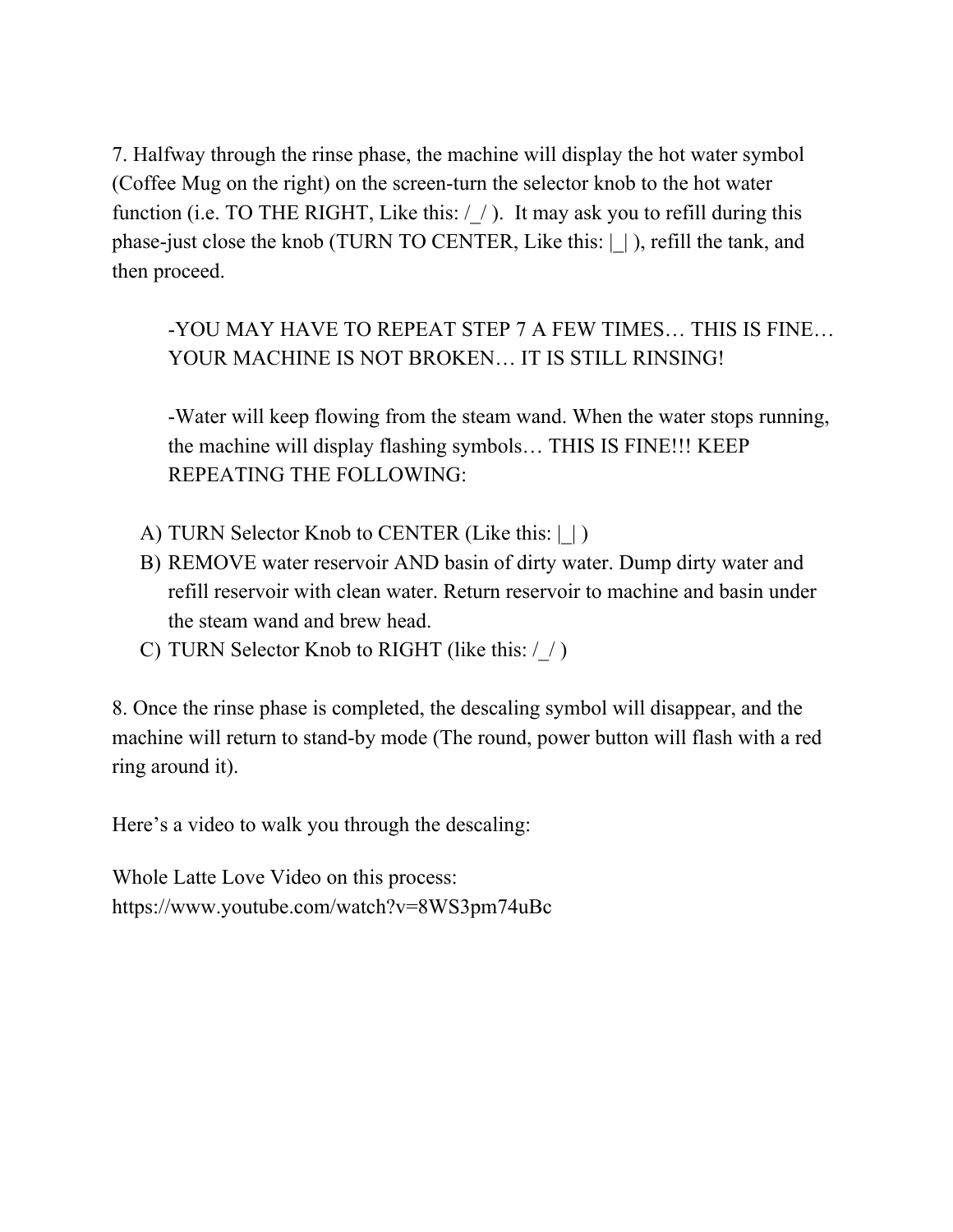7. Halfway through the rinse phase, the machine will display the hot water symbol (Coffee Mug on the right) on the screen-turn the selector knob to the hot water function (i.e. TO THE RIGHT, Like this: /_/ ). It may ask you to refill during this phase-just close the knob (TURN TO CENTER, Like this: |_| ), refill the tank, and then proceed.

> -YOU MAY HAVE TO REPEAT STEP 7 A FEW TIMES… THIS IS FINE… YOUR MACHINE IS NOT BROKEN… IT IS STILL RINSING!
>
> -Water will keep flowing from the steam wand. When the water stops running, the machine will display flashing symbols… THIS IS FINE!!! KEEP REPEATING THE FOLLOWING:

A) TURN Selector Knob to CENTER (Like this: |_| )

B) REMOVE water reservoir AND basin of dirty water. Dump dirty water and refill reservoir with clean water. Return reservoir to machine and basin under the steam wand and brew head.

C) TURN Selector Knob to RIGHT (like this: /_/ )

8. Once the rinse phase is completed, the descaling symbol will disappear, and the machine will return to stand-by mode (The round, power button will flash with a red ring around it).

Here's a video to walk you through the descaling:

Whole Latte Love Video on this process:
https://www.youtube.com/watch?v=8WS3pm74uBc